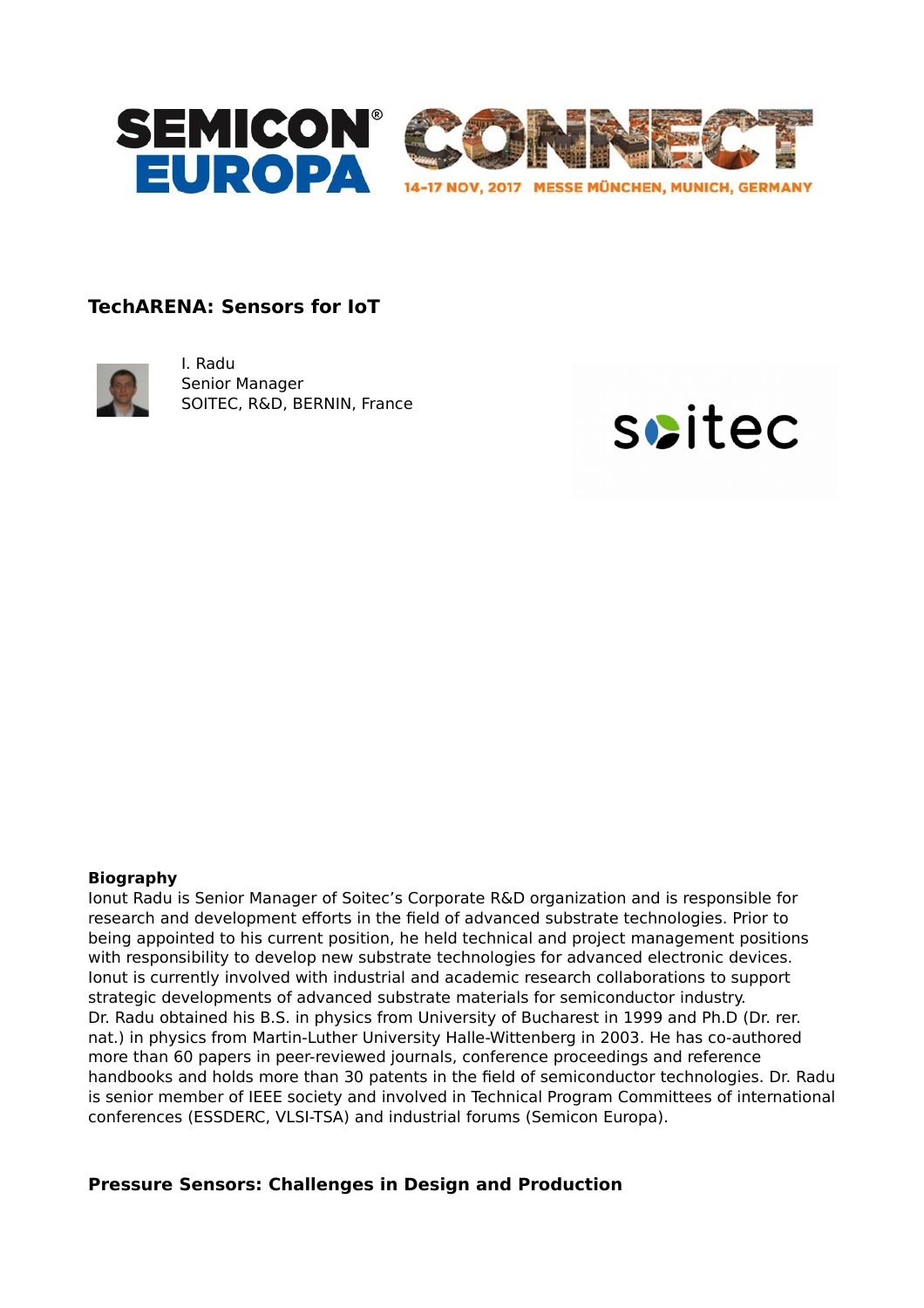SEMICON® EUROPA CONNECT

14-17 NOV, 2017 MESSE MÜNCHEN, MUNICH, GERMANY

## TechARENA: Sensors for IoT

I. Radu
Senior Manager
SOITEC, R&D, BERNIN, France

**Biography**

Ionut Radu is Senior Manager of Soitec's Corporate R&D organization and is responsible for research and development efforts in the field of advanced substrate technologies. Prior to being appointed to his current position, he held technical and project management positions with responsibility to develop new substrate technologies for advanced electronic devices. Ionut is currently involved with industrial and academic research collaborations to support strategic developments of advanced substrate materials for semiconductor industry.
Dr. Radu obtained his B.S. in physics from University of Bucharest in 1999 and Ph.D (Dr. rer. nat.) in physics from Martin-Luther University Halle-Wittenberg in 2003. He has co-authored more than 60 papers in peer-reviewed journals, conference proceedings and reference handbooks and holds more than 30 patents in the field of semiconductor technologies. Dr. Radu is senior member of IEEE society and involved in Technical Program Committees of international conferences (ESSDERC, VLSI-TSA) and industrial forums (Semicon Europa).

## Pressure Sensors: Challenges in Design and Production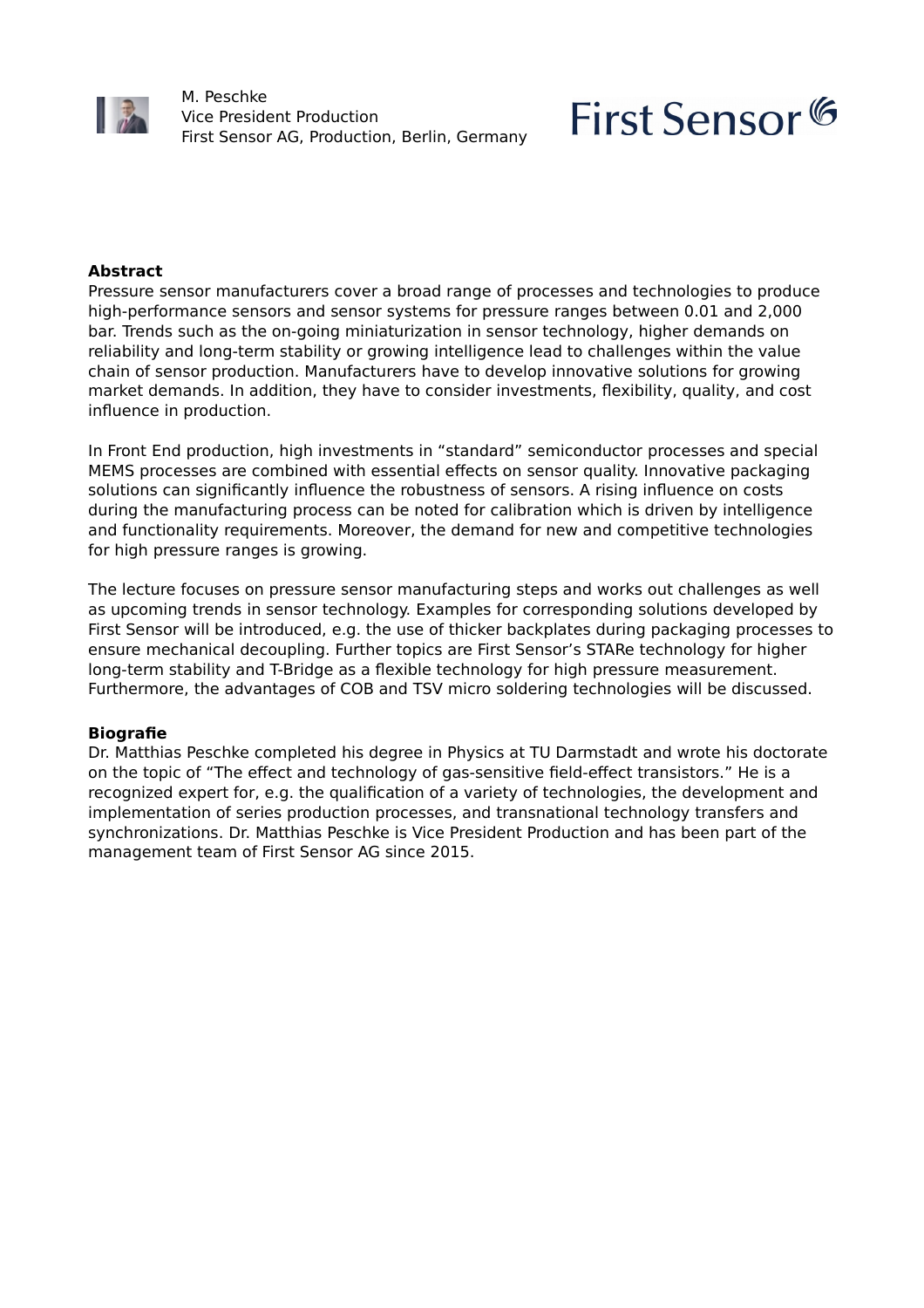M. Peschke
Vice President Production
First Sensor AG, Production, Berlin, Germany

First Sensor

**Abstract**

Pressure sensor manufacturers cover a broad range of processes and technologies to produce high-performance sensors and sensor systems for pressure ranges between 0.01 and 2,000 bar. Trends such as the on-going miniaturization in sensor technology, higher demands on reliability and long-term stability or growing intelligence lead to challenges within the value chain of sensor production. Manufacturers have to develop innovative solutions for growing market demands. In addition, they have to consider investments, flexibility, quality, and cost influence in production.

In Front End production, high investments in "standard" semiconductor processes and special MEMS processes are combined with essential effects on sensor quality. Innovative packaging solutions can significantly influence the robustness of sensors. A rising influence on costs during the manufacturing process can be noted for calibration which is driven by intelligence and functionality requirements. Moreover, the demand for new and competitive technologies for high pressure ranges is growing.

The lecture focuses on pressure sensor manufacturing steps and works out challenges as well as upcoming trends in sensor technology. Examples for corresponding solutions developed by First Sensor will be introduced, e.g. the use of thicker backplates during packaging processes to ensure mechanical decoupling. Further topics are First Sensor's STARe technology for higher long-term stability and T-Bridge as a flexible technology for high pressure measurement. Furthermore, the advantages of COB and TSV micro soldering technologies will be discussed.

**Biografie**

Dr. Matthias Peschke completed his degree in Physics at TU Darmstadt and wrote his doctorate on the topic of "The effect and technology of gas-sensitive field-effect transistors." He is a recognized expert for, e.g. the qualification of a variety of technologies, the development and implementation of series production processes, and transnational technology transfers and synchronizations. Dr. Matthias Peschke is Vice President Production and has been part of the management team of First Sensor AG since 2015.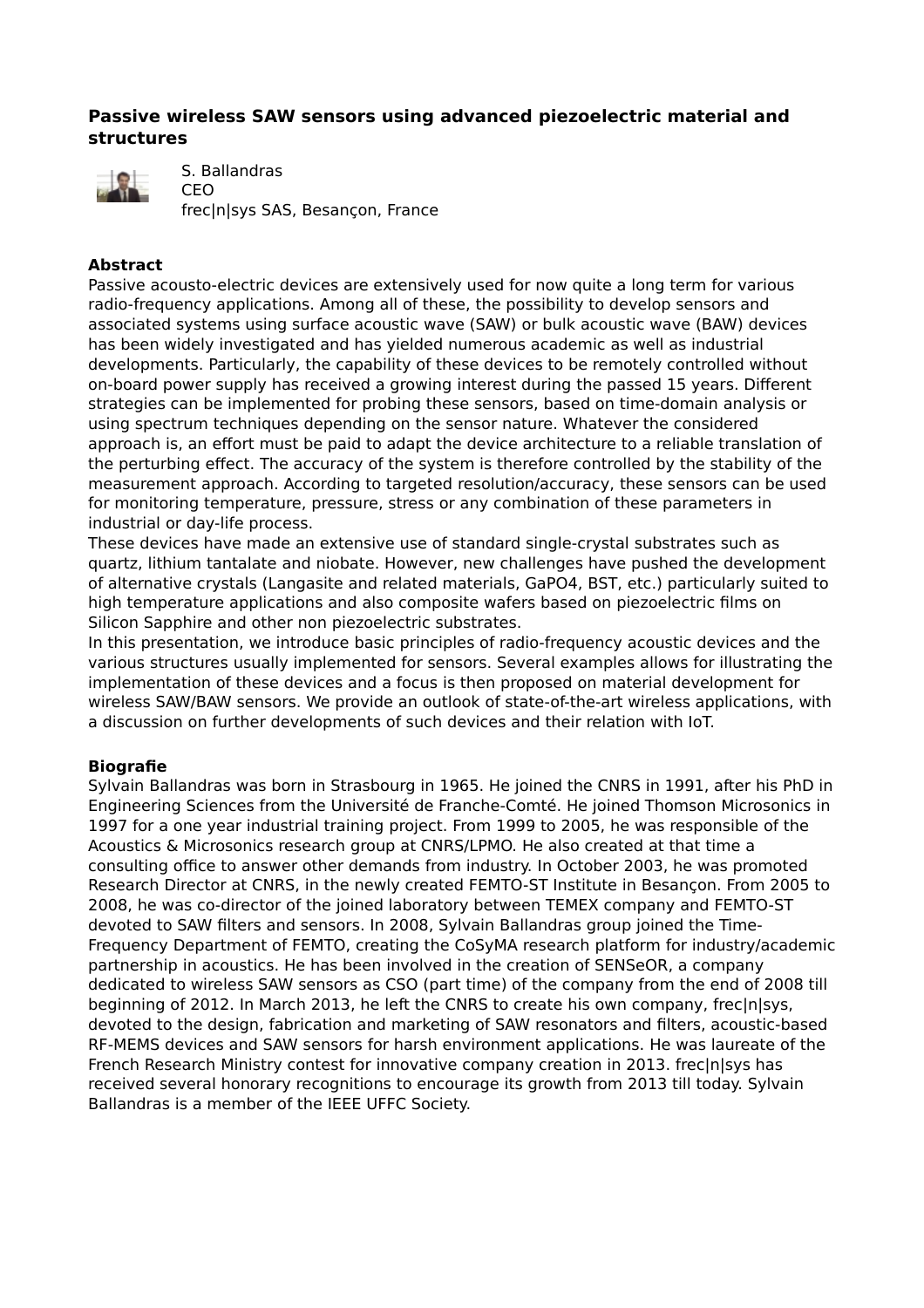## Passive wireless SAW sensors using advanced piezoelectric material and structures

S. Ballandras
CEO
frec|n|sys SAS, Besançon, France

### Abstract

Passive acousto-electric devices are extensively used for now quite a long term for various radio-frequency applications. Among all of these, the possibility to develop sensors and associated systems using surface acoustic wave (SAW) or bulk acoustic wave (BAW) devices has been widely investigated and has yielded numerous academic as well as industrial developments. Particularly, the capability of these devices to be remotely controlled without on-board power supply has received a growing interest during the passed 15 years. Different strategies can be implemented for probing these sensors, based on time-domain analysis or using spectrum techniques depending on the sensor nature. Whatever the considered approach is, an effort must be paid to adapt the device architecture to a reliable translation of the perturbing effect. The accuracy of the system is therefore controlled by the stability of the measurement approach. According to targeted resolution/accuracy, these sensors can be used for monitoring temperature, pressure, stress or any combination of these parameters in industrial or day-life process.
These devices have made an extensive use of standard single-crystal substrates such as quartz, lithium tantalate and niobate. However, new challenges have pushed the development of alternative crystals (Langasite and related materials, $GaPO_4$, BST, etc.) particularly suited to high temperature applications and also composite wafers based on piezoelectric films on Silicon Sapphire and other non piezoelectric substrates.
In this presentation, we introduce basic principles of radio-frequency acoustic devices and the various structures usually implemented for sensors. Several examples allows for illustrating the implementation of these devices and a focus is then proposed on material development for wireless SAW/BAW sensors. We provide an outlook of state-of-the-art wireless applications, with a discussion on further developments of such devices and their relation with IoT.

### Biografie

Sylvain Ballandras was born in Strasbourg in 1965. He joined the CNRS in 1991, after his PhD in Engineering Sciences from the Université de Franche-Comté. He joined Thomson Microsonics in 1997 for a one year industrial training project. From 1999 to 2005, he was responsible of the Acoustics & Microsonics research group at CNRS/LPMO. He also created at that time a consulting office to answer other demands from industry. In October 2003, he was promoted Research Director at CNRS, in the newly created FEMTO-ST Institute in Besançon. From 2005 to 2008, he was co-director of the joined laboratory between TEMEX company and FEMTO-ST devoted to SAW filters and sensors. In 2008, Sylvain Ballandras group joined the Time-Frequency Department of FEMTO, creating the CoSyMA research platform for industry/academic partnership in acoustics. He has been involved in the creation of SENSeOR, a company dedicated to wireless SAW sensors as CSO (part time) of the company from the end of 2008 till beginning of 2012. In March 2013, he left the CNRS to create his own company, frec|n|sys, devoted to the design, fabrication and marketing of SAW resonators and filters, acoustic-based RF-MEMS devices and SAW sensors for harsh environment applications. He was laureate of the French Research Ministry contest for innovative company creation in 2013. frec|n|sys has received several honorary recognitions to encourage its growth from 2013 till today. Sylvain Ballandras is a member of the IEEE UFFC Society.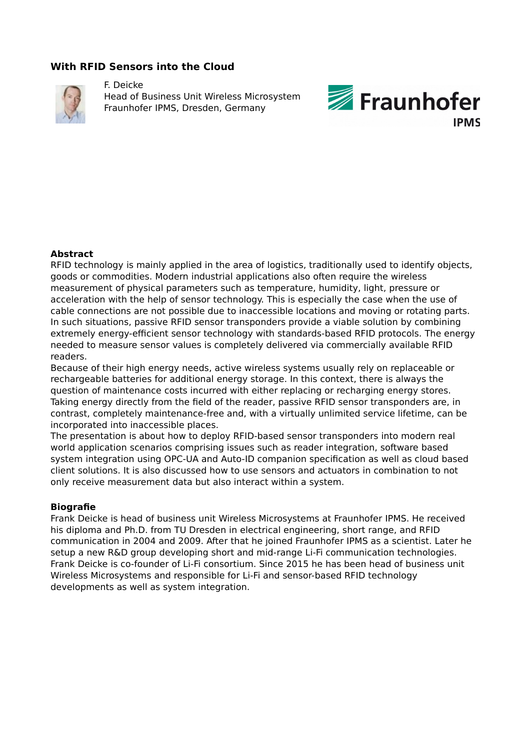## With RFID Sensors into the Cloud

F. Deicke
Head of Business Unit Wireless Microsystem
Fraunhofer IPMS, Dresden, Germany

### Abstract

RFID technology is mainly applied in the area of logistics, traditionally used to identify objects, goods or commodities. Modern industrial applications also often require the wireless measurement of physical parameters such as temperature, humidity, light, pressure or acceleration with the help of sensor technology. This is especially the case when the use of cable connections are not possible due to inaccessible locations and moving or rotating parts. In such situations, passive RFID sensor transponders provide a viable solution by combining extremely energy-efficient sensor technology with standards-based RFID protocols. The energy needed to measure sensor values is completely delivered via commercially available RFID readers.
Because of their high energy needs, active wireless systems usually rely on replaceable or rechargeable batteries for additional energy storage. In this context, there is always the question of maintenance costs incurred with either replacing or recharging energy stores. Taking energy directly from the field of the reader, passive RFID sensor transponders are, in contrast, completely maintenance-free and, with a virtually unlimited service lifetime, can be incorporated into inaccessible places.
The presentation is about how to deploy RFID-based sensor transponders into modern real world application scenarios comprising issues such as reader integration, software based system integration using OPC-UA and Auto-ID companion specification as well as cloud based client solutions. It is also discussed how to use sensors and actuators in combination to not only receive measurement data but also interact within a system.

### Biografie

Frank Deicke is head of business unit Wireless Microsystems at Fraunhofer IPMS. He received his diploma and Ph.D. from TU Dresden in electrical engineering, short range, and RFID communication in 2004 and 2009. After that he joined Fraunhofer IPMS as a scientist. Later he setup a new R&D group developing short and mid-range Li-Fi communication technologies. Frank Deicke is co-founder of Li-Fi consortium. Since 2015 he has been head of business unit Wireless Microsystems and responsible for Li-Fi and sensor-based RFID technology developments as well as system integration.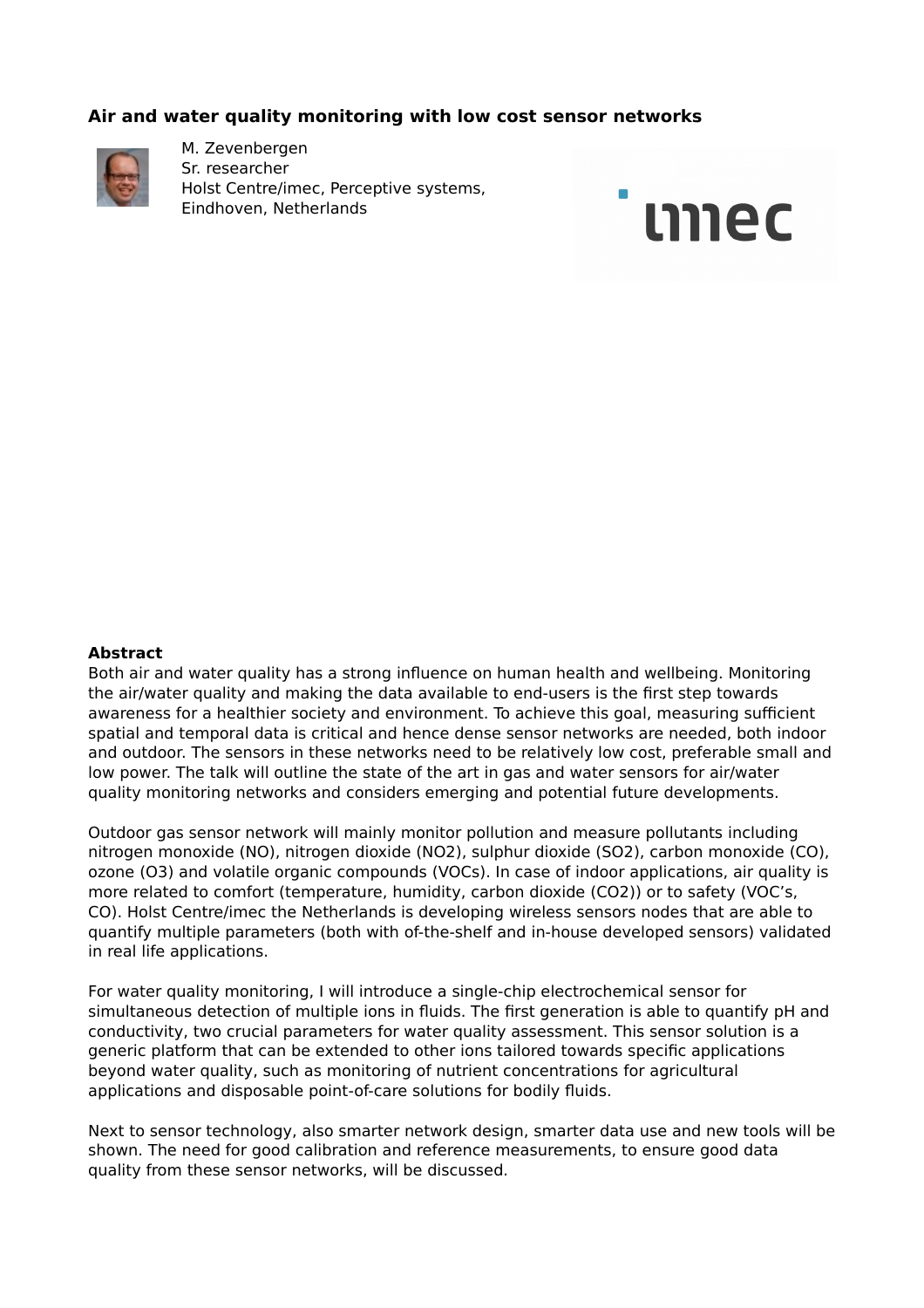## Air and water quality monitoring with low cost sensor networks

M. Zevenbergen
Sr. researcher
Holst Centre/imec, Perceptive systems,
Eindhoven, Netherlands

**Abstract**

Both air and water quality has a strong influence on human health and wellbeing. Monitoring the air/water quality and making the data available to end-users is the first step towards awareness for a healthier society and environment. To achieve this goal, measuring sufficient spatial and temporal data is critical and hence dense sensor networks are needed, both indoor and outdoor. The sensors in these networks need to be relatively low cost, preferable small and low power. The talk will outline the state of the art in gas and water sensors for air/water quality monitoring networks and considers emerging and potential future developments.

Outdoor gas sensor network will mainly monitor pollution and measure pollutants including nitrogen monoxide (NO), nitrogen dioxide ($NO_2$), sulphur dioxide ($SO_2$), carbon monoxide (CO), ozone ($O_3$) and volatile organic compounds (VOCs). In case of indoor applications, air quality is more related to comfort (temperature, humidity, carbon dioxide ($CO_2$)) or to safety (VOC's, CO). Holst Centre/imec the Netherlands is developing wireless sensors nodes that are able to quantify multiple parameters (both with of-the-shelf and in-house developed sensors) validated in real life applications.

For water quality monitoring, I will introduce a single-chip electrochemical sensor for simultaneous detection of multiple ions in fluids. The first generation is able to quantify pH and conductivity, two crucial parameters for water quality assessment. This sensor solution is a generic platform that can be extended to other ions tailored towards specific applications beyond water quality, such as monitoring of nutrient concentrations for agricultural applications and disposable point-of-care solutions for bodily fluids.

Next to sensor technology, also smarter network design, smarter data use and new tools will be shown. The need for good calibration and reference measurements, to ensure good data quality from these sensor networks, will be discussed.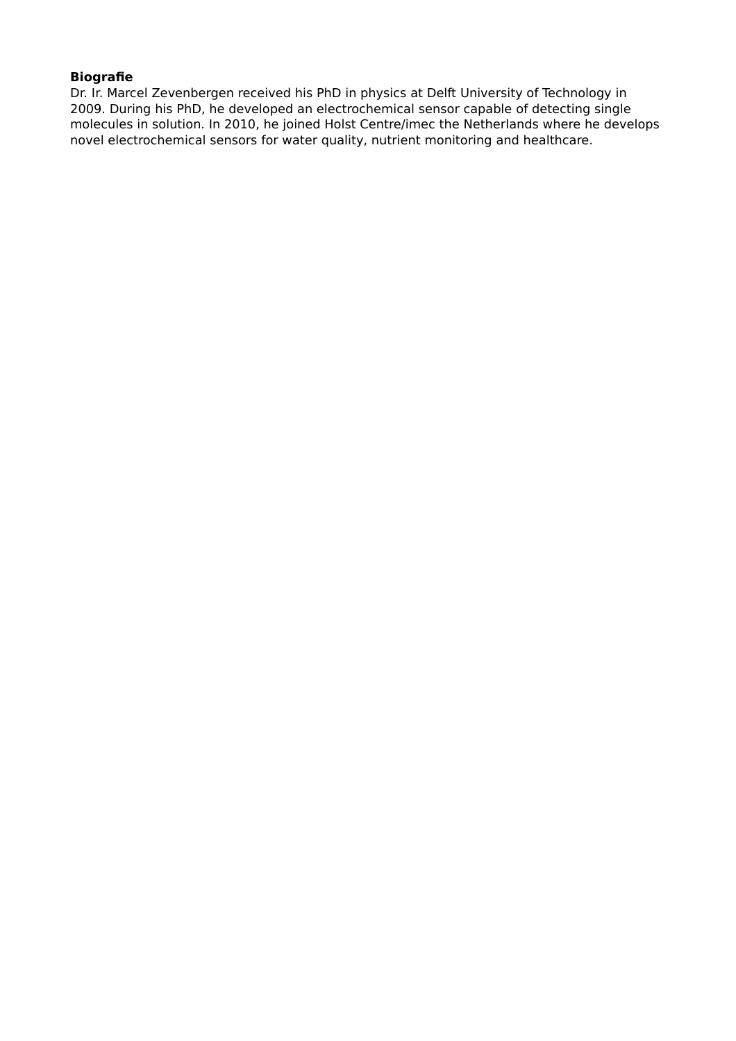**Biografie**

Dr. Ir. Marcel Zevenbergen received his PhD in physics at Delft University of Technology in 2009. During his PhD, he developed an electrochemical sensor capable of detecting single molecules in solution. In 2010, he joined Holst Centre/imec the Netherlands where he develops novel electrochemical sensors for water quality, nutrient monitoring and healthcare.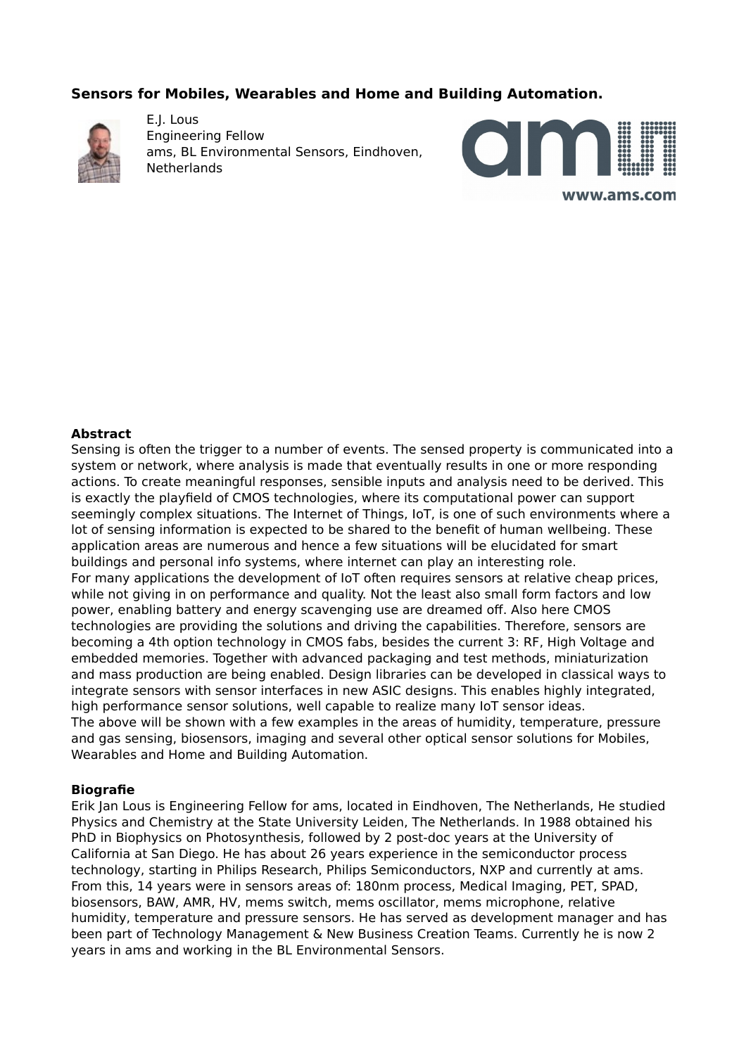**Sensors for Mobiles, Wearables and Home and Building Automation.**

E.J. Lous
Engineering Fellow
ams, BL Environmental Sensors, Eindhoven, Netherlands

www.ams.com

**Abstract**

Sensing is often the trigger to a number of events. The sensed property is communicated into a system or network, where analysis is made that eventually results in one or more responding actions. To create meaningful responses, sensible inputs and analysis need to be derived. This is exactly the playfield of CMOS technologies, where its computational power can support seemingly complex situations. The Internet of Things, IoT, is one of such environments where a lot of sensing information is expected to be shared to the benefit of human wellbeing. These application areas are numerous and hence a few situations will be elucidated for smart buildings and personal info systems, where internet can play an interesting role.

For many applications the development of IoT often requires sensors at relative cheap prices, while not giving in on performance and quality. Not the least also small form factors and low power, enabling battery and energy scavenging use are dreamed off. Also here CMOS technologies are providing the solutions and driving the capabilities. Therefore, sensors are becoming a 4th option technology in CMOS fabs, besides the current 3: RF, High Voltage and embedded memories. Together with advanced packaging and test methods, miniaturization and mass production are being enabled. Design libraries can be developed in classical ways to integrate sensors with sensor interfaces in new ASIC designs. This enables highly integrated, high performance sensor solutions, well capable to realize many IoT sensor ideas.

The above will be shown with a few examples in the areas of humidity, temperature, pressure and gas sensing, biosensors, imaging and several other optical sensor solutions for Mobiles, Wearables and Home and Building Automation.

**Biografie**

Erik Jan Lous is Engineering Fellow for ams, located in Eindhoven, The Netherlands, He studied Physics and Chemistry at the State University Leiden, The Netherlands. In 1988 obtained his PhD in Biophysics on Photosynthesis, followed by 2 post-doc years at the University of California at San Diego. He has about 26 years experience in the semiconductor process technology, starting in Philips Research, Philips Semiconductors, NXP and currently at ams. From this, 14 years were in sensors areas of: 180nm process, Medical Imaging, PET, SPAD, biosensors, BAW, AMR, HV, mems switch, mems oscillator, mems microphone, relative humidity, temperature and pressure sensors. He has served as development manager and has been part of Technology Management & New Business Creation Teams. Currently he is now 2 years in ams and working in the BL Environmental Sensors.